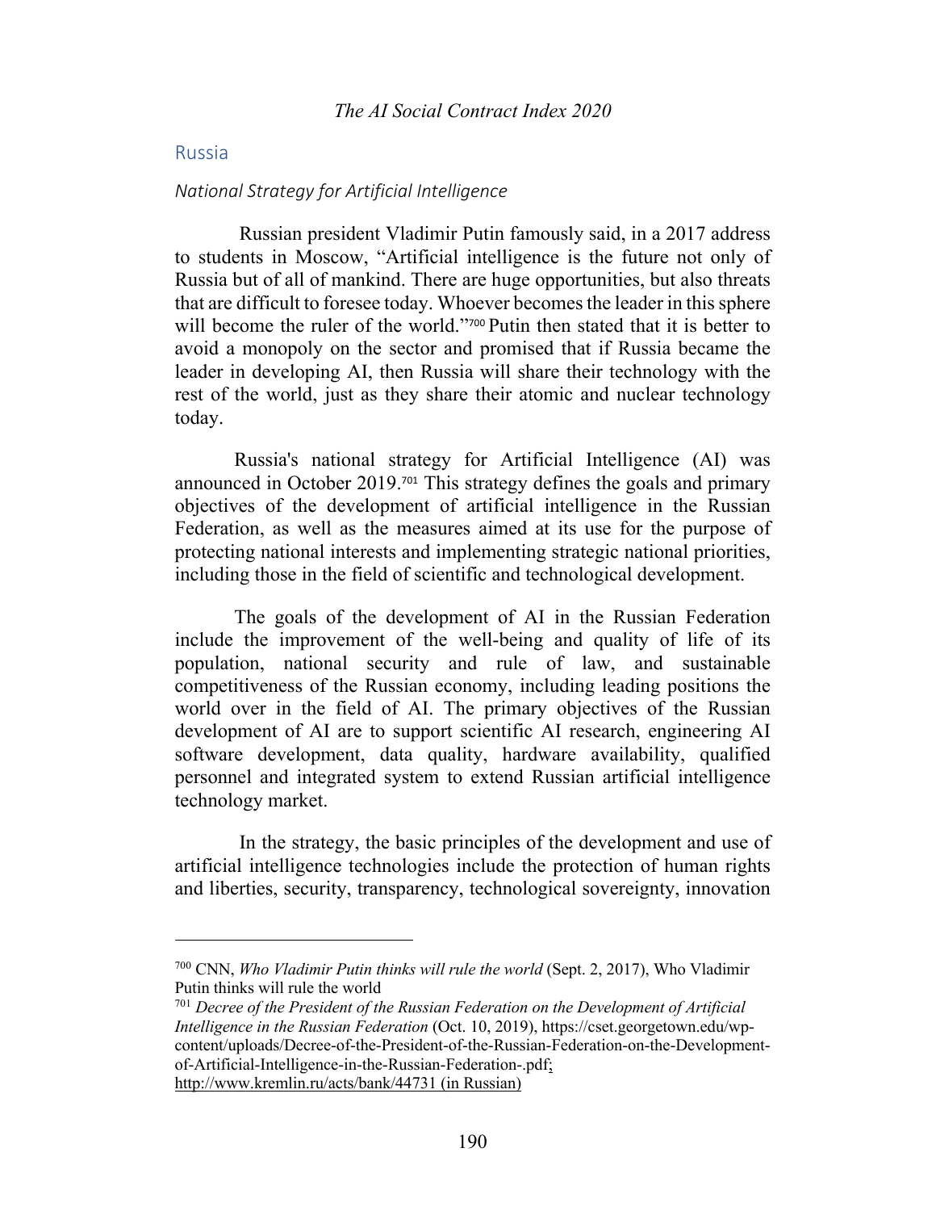## Russia

### National Strategy for Artificial Intelligence

Russian president Vladimir Putin famously said, in a 2017 address to students in Moscow, "Artificial intelligence is the future not only of Russia but of all of mankind. There are huge opportunities, but also threats that are difficult to foresee today. Whoever becomes the leader in this sphere will become the ruler of the world."[700] Putin then stated that it is better to avoid a monopoly on the sector and promised that if Russia became the leader in developing AI, then Russia will share their technology with the rest of the world, just as they share their atomic and nuclear technology today.

Russia's national strategy for Artificial Intelligence (AI) was announced in October 2019.[701] This strategy defines the goals and primary objectives of the development of artificial intelligence in the Russian Federation, as well as the measures aimed at its use for the purpose of protecting national interests and implementing strategic national priorities, including those in the field of scientific and technological development.

The goals of the development of AI in the Russian Federation include the improvement of the well-being and quality of life of its population, national security and rule of law, and sustainable competitiveness of the Russian economy, including leading positions the world over in the field of AI. The primary objectives of the Russian development of AI are to support scientific AI research, engineering AI software development, data quality, hardware availability, qualified personnel and integrated system to extend Russian artificial intelligence technology market.

In the strategy, the basic principles of the development and use of artificial intelligence technologies include the protection of human rights and liberties, security, transparency, technological sovereignty, innovation

---

[700] CNN, *Who Vladimir Putin thinks will rule the world* (Sept. 2, 2017), Who Vladimir Putin thinks will rule the world

[701] *Decree of the President of the Russian Federation on the Development of Artificial Intelligence in the Russian Federation* (Oct. 10, 2019), https://cset.georgetown.edu/wp-content/uploads/Decree-of-the-President-of-the-Russian-Federation-on-the-Development-of-Artificial-Intelligence-in-the-Russian-Federation-.pdf; http://www.kremlin.ru/acts/bank/44731 (in Russian)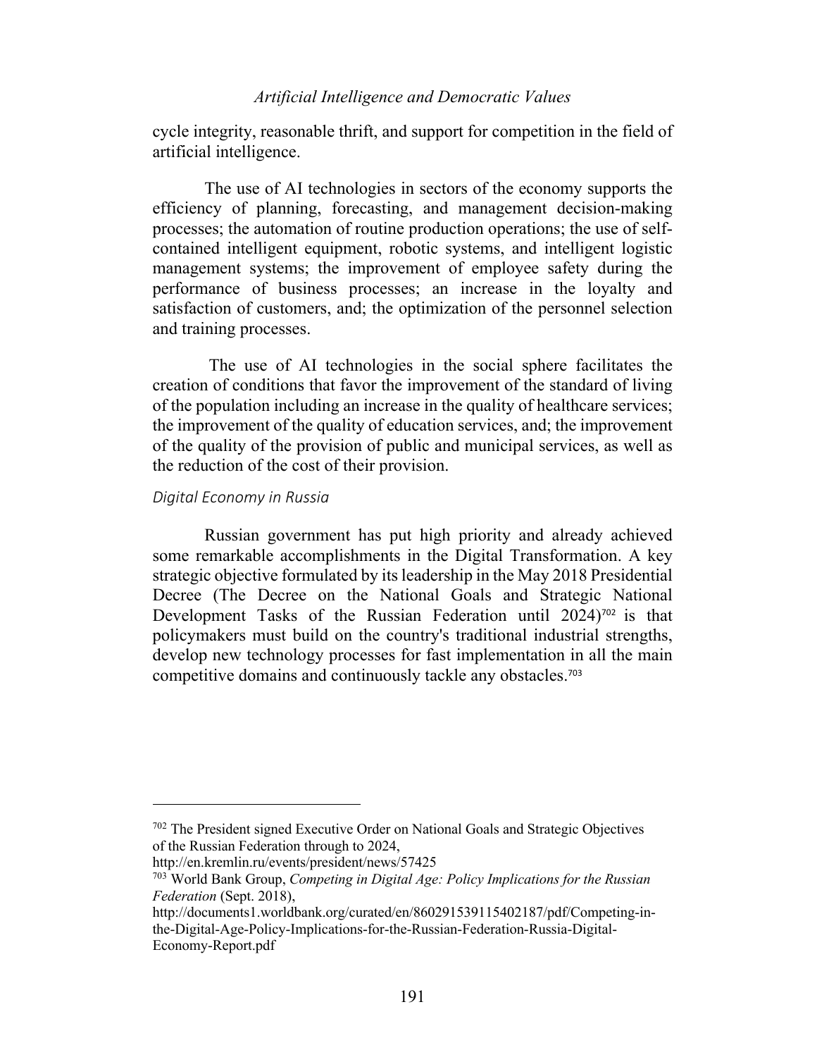cycle integrity, reasonable thrift, and support for competition in the field of artificial intelligence.

The use of AI technologies in sectors of the economy supports the efficiency of planning, forecasting, and management decision-making processes; the automation of routine production operations; the use of self-contained intelligent equipment, robotic systems, and intelligent logistic management systems; the improvement of employee safety during the performance of business processes; an increase in the loyalty and satisfaction of customers, and; the optimization of the personnel selection and training processes.

The use of AI technologies in the social sphere facilitates the creation of conditions that favor the improvement of the standard of living of the population including an increase in the quality of healthcare services; the improvement of the quality of education services, and; the improvement of the quality of the provision of public and municipal services, as well as the reduction of the cost of their provision.

#### *Digital Economy in Russia*

Russian government has put high priority and already achieved some remarkable accomplishments in the Digital Transformation. A key strategic objective formulated by its leadership in the May 2018 Presidential Decree (The Decree on the National Goals and Strategic National Development Tasks of the Russian Federation until 2024)[702] is that policymakers must build on the country's traditional industrial strengths, develop new technology processes for fast implementation in all the main competitive domains and continuously tackle any obstacles.[703]

---

[702] The President signed Executive Order on National Goals and Strategic Objectives of the Russian Federation through to 2024, http://en.kremlin.ru/events/president/news/57425

[703] World Bank Group, *Competing in Digital Age: Policy Implications for the Russian Federation* (Sept. 2018), http://documents1.worldbank.org/curated/en/860291539115402187/pdf/Competing-in-the-Digital-Age-Policy-Implications-for-the-Russian-Federation-Russia-Digital-Economy-Report.pdf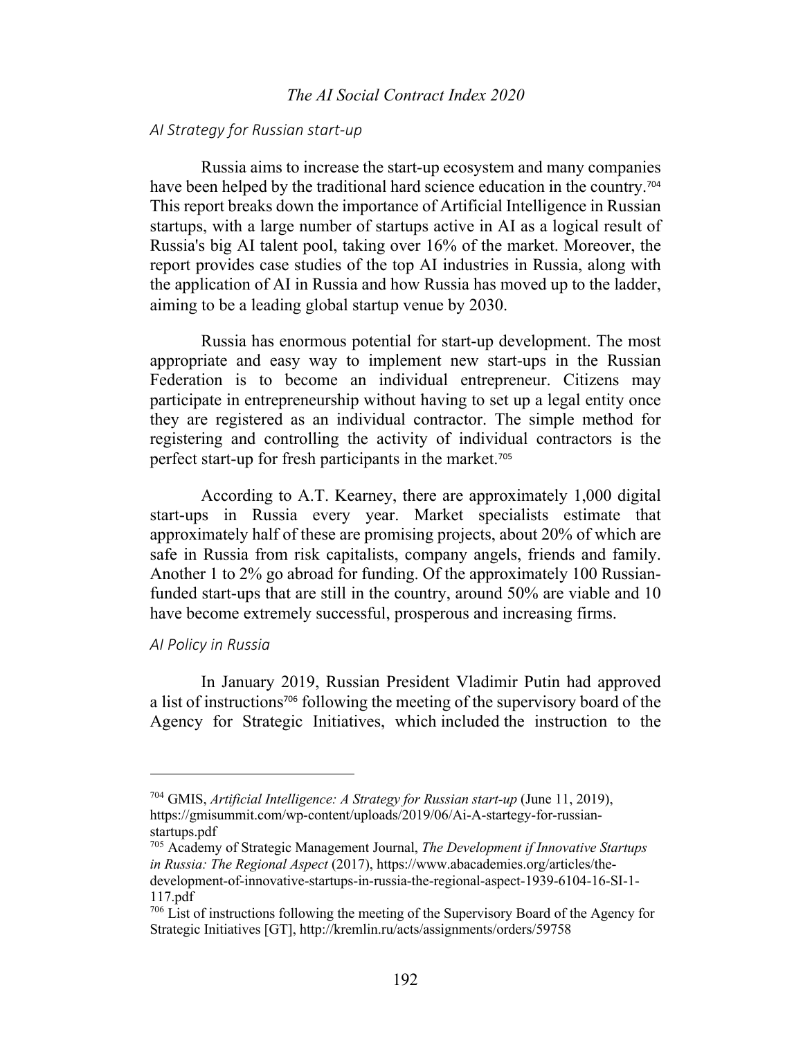### *AI Strategy for Russian start-up*

Russia aims to increase the start-up ecosystem and many companies have been helped by the traditional hard science education in the country.[704] This report breaks down the importance of Artificial Intelligence in Russian startups, with a large number of startups active in AI as a logical result of Russia's big AI talent pool, taking over 16% of the market. Moreover, the report provides case studies of the top AI industries in Russia, along with the application of AI in Russia and how Russia has moved up to the ladder, aiming to be a leading global startup venue by 2030.

Russia has enormous potential for start-up development. The most appropriate and easy way to implement new start-ups in the Russian Federation is to become an individual entrepreneur. Citizens may participate in entrepreneurship without having to set up a legal entity once they are registered as an individual contractor. The simple method for registering and controlling the activity of individual contractors is the perfect start-up for fresh participants in the market.[705]

According to A.T. Kearney, there are approximately 1,000 digital start-ups in Russia every year. Market specialists estimate that approximately half of these are promising projects, about 20% of which are safe in Russia from risk capitalists, company angels, friends and family. Another 1 to 2% go abroad for funding. Of the approximately 100 Russian-funded start-ups that are still in the country, around 50% are viable and 10 have become extremely successful, prosperous and increasing firms.

### *AI Policy in Russia*

In January 2019, Russian President Vladimir Putin had approved a list of instructions[706] following the meeting of the supervisory board of the Agency for Strategic Initiatives, which included the instruction to the

---

[704] GMIS, *Artificial Intelligence: A Strategy for Russian start-up* (June 11, 2019), https://gmisummit.com/wp-content/uploads/2019/06/Ai-A-startegy-for-russian-startups.pdf

[705] Academy of Strategic Management Journal, *The Development if Innovative Startups in Russia: The Regional Aspect* (2017), https://www.abacademies.org/articles/the-development-of-innovative-startups-in-russia-the-regional-aspect-1939-6104-16-SI-1-117.pdf

[706] List of instructions following the meeting of the Supervisory Board of the Agency for Strategic Initiatives [GT], http://kremlin.ru/acts/assignments/orders/59758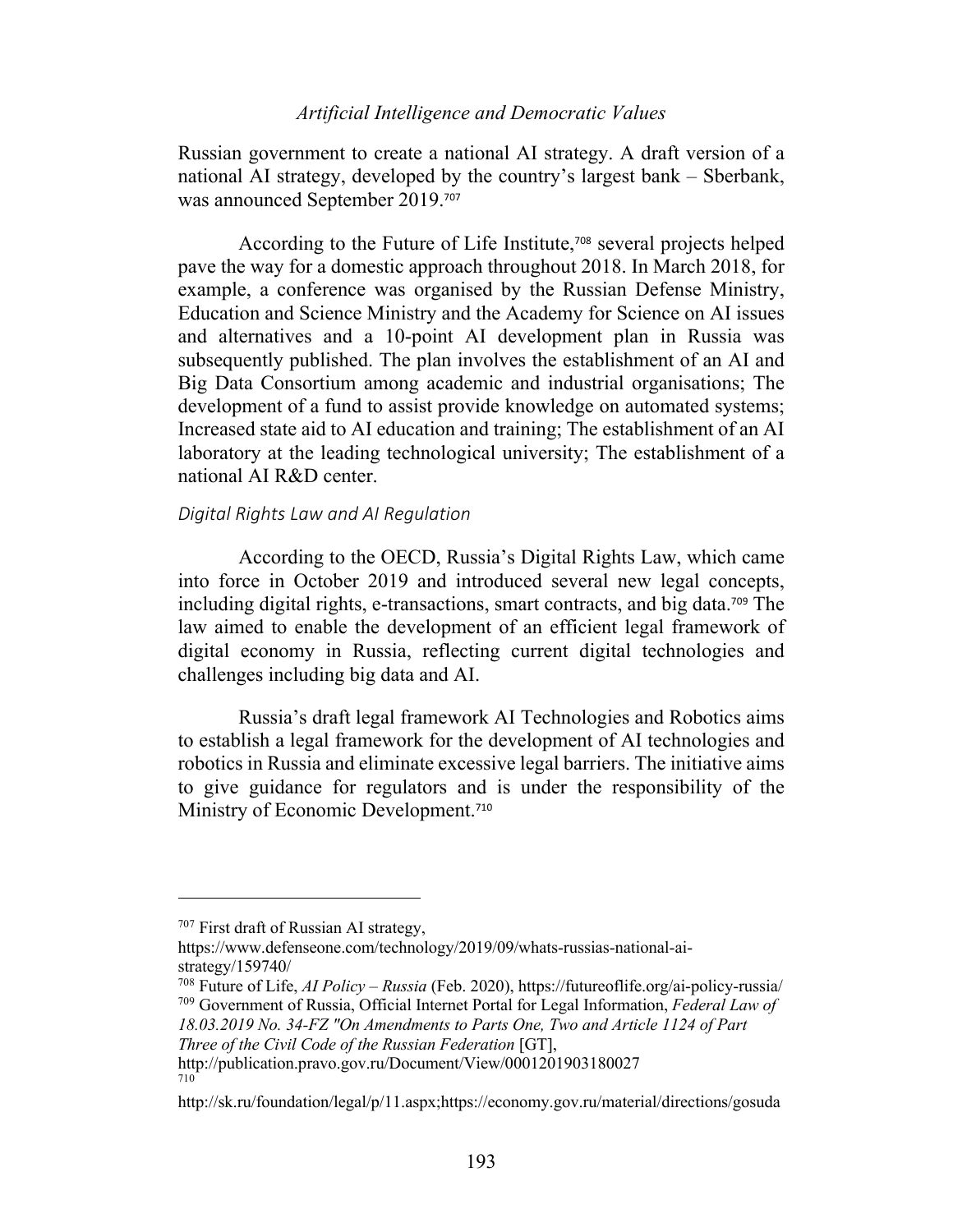Russian government to create a national AI strategy. A draft version of a national AI strategy, developed by the country's largest bank – Sberbank, was announced September 2019.[707]

According to the Future of Life Institute,[708] several projects helped pave the way for a domestic approach throughout 2018. In March 2018, for example, a conference was organised by the Russian Defense Ministry, Education and Science Ministry and the Academy for Science on AI issues and alternatives and a 10-point AI development plan in Russia was subsequently published. The plan involves the establishment of an AI and Big Data Consortium among academic and industrial organisations; The development of a fund to assist provide knowledge on automated systems; Increased state aid to AI education and training; The establishment of an AI laboratory at the leading technological university; The establishment of a national AI R&D center.

### *Digital Rights Law and AI Regulation*

According to the OECD, Russia's Digital Rights Law, which came into force in October 2019 and introduced several new legal concepts, including digital rights, e-transactions, smart contracts, and big data.[709] The law aimed to enable the development of an efficient legal framework of digital economy in Russia, reflecting current digital technologies and challenges including big data and AI.

Russia's draft legal framework AI Technologies and Robotics aims to establish a legal framework for the development of AI technologies and robotics in Russia and eliminate excessive legal barriers. The initiative aims to give guidance for regulators and is under the responsibility of the Ministry of Economic Development.[710]

---

[707] First draft of Russian AI strategy, https://www.defenseone.com/technology/2019/09/whats-russias-national-ai-strategy/159740/

[708] Future of Life, *AI Policy – Russia* (Feb. 2020), https://futureoflife.org/ai-policy-russia/

[709] Government of Russia, Official Internet Portal for Legal Information, *Federal Law of 18.03.2019 No. 34-FZ "On Amendments to Parts One, Two and Article 1124 of Part Three of the Civil Code of the Russian Federation* [GT], http://publication.pravo.gov.ru/Document/View/0001201903180027

[710] http://sk.ru/foundation/legal/p/11.aspx;https://economy.gov.ru/material/directions/gosuda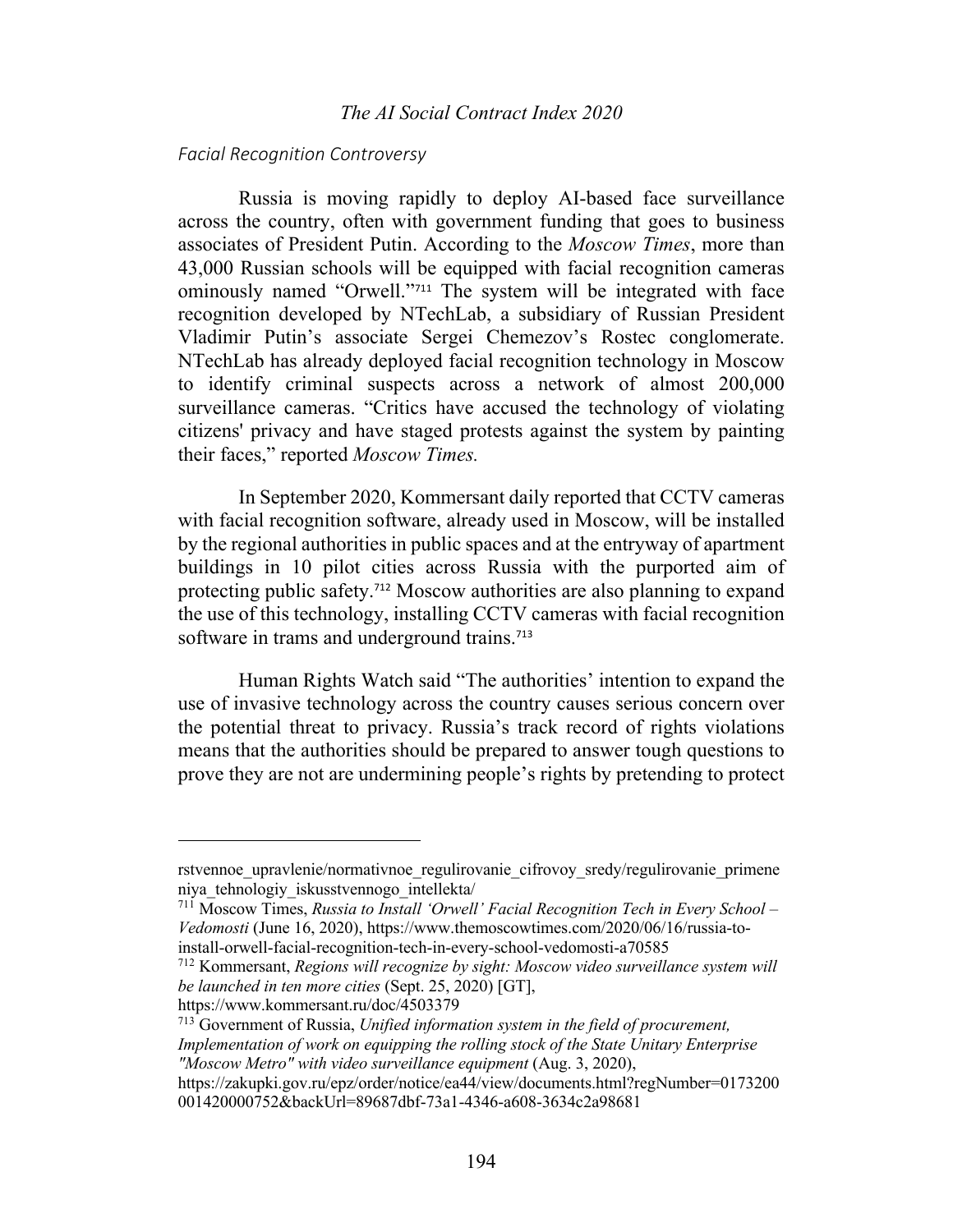*Facial Recognition Controversy*

Russia is moving rapidly to deploy AI-based face surveillance across the country, often with government funding that goes to business associates of President Putin. According to the *Moscow Times*, more than 43,000 Russian schools will be equipped with facial recognition cameras ominously named "Orwell."[711] The system will be integrated with face recognition developed by NTechLab, a subsidiary of Russian President Vladimir Putin's associate Sergei Chemezov's Rostec conglomerate. NTechLab has already deployed facial recognition technology in Moscow to identify criminal suspects across a network of almost 200,000 surveillance cameras. "Critics have accused the technology of violating citizens' privacy and have staged protests against the system by painting their faces," reported *Moscow Times.*

In September 2020, Kommersant daily reported that CCTV cameras with facial recognition software, already used in Moscow, will be installed by the regional authorities in public spaces and at the entryway of apartment buildings in 10 pilot cities across Russia with the purported aim of protecting public safety.[712] Moscow authorities are also planning to expand the use of this technology, installing CCTV cameras with facial recognition software in trams and underground trains.[713]

Human Rights Watch said "The authorities' intention to expand the use of invasive technology across the country causes serious concern over the potential threat to privacy. Russia's track record of rights violations means that the authorities should be prepared to answer tough questions to prove they are not are undermining people's rights by pretending to protect

---

rstvennoe_upravlenie/normativnoe_regulirovanie_cifrovoy_sredy/regulirovanie_primeneniya_tehnologiy_iskusstvennogo_intellekta/

[711] Moscow Times, *Russia to Install 'Orwell' Facial Recognition Tech in Every School – Vedomosti* (June 16, 2020), https://www.themoscowtimes.com/2020/06/16/russia-to-install-orwell-facial-recognition-tech-in-every-school-vedomosti-a70585

[712] Kommersant, *Regions will recognize by sight: Moscow video surveillance system will be launched in ten more cities* (Sept. 25, 2020) [GT], https://www.kommersant.ru/doc/4503379

[713] Government of Russia, *Unified information system in the field of procurement, Implementation of work on equipping the rolling stock of the State Unitary Enterprise "Moscow Metro" with video surveillance equipment* (Aug. 3, 2020), https://zakupki.gov.ru/epz/order/notice/ea44/view/documents.html?regNumber=0173200001420000752&backUrl=89687dbf-73a1-4346-a608-3634c2a98681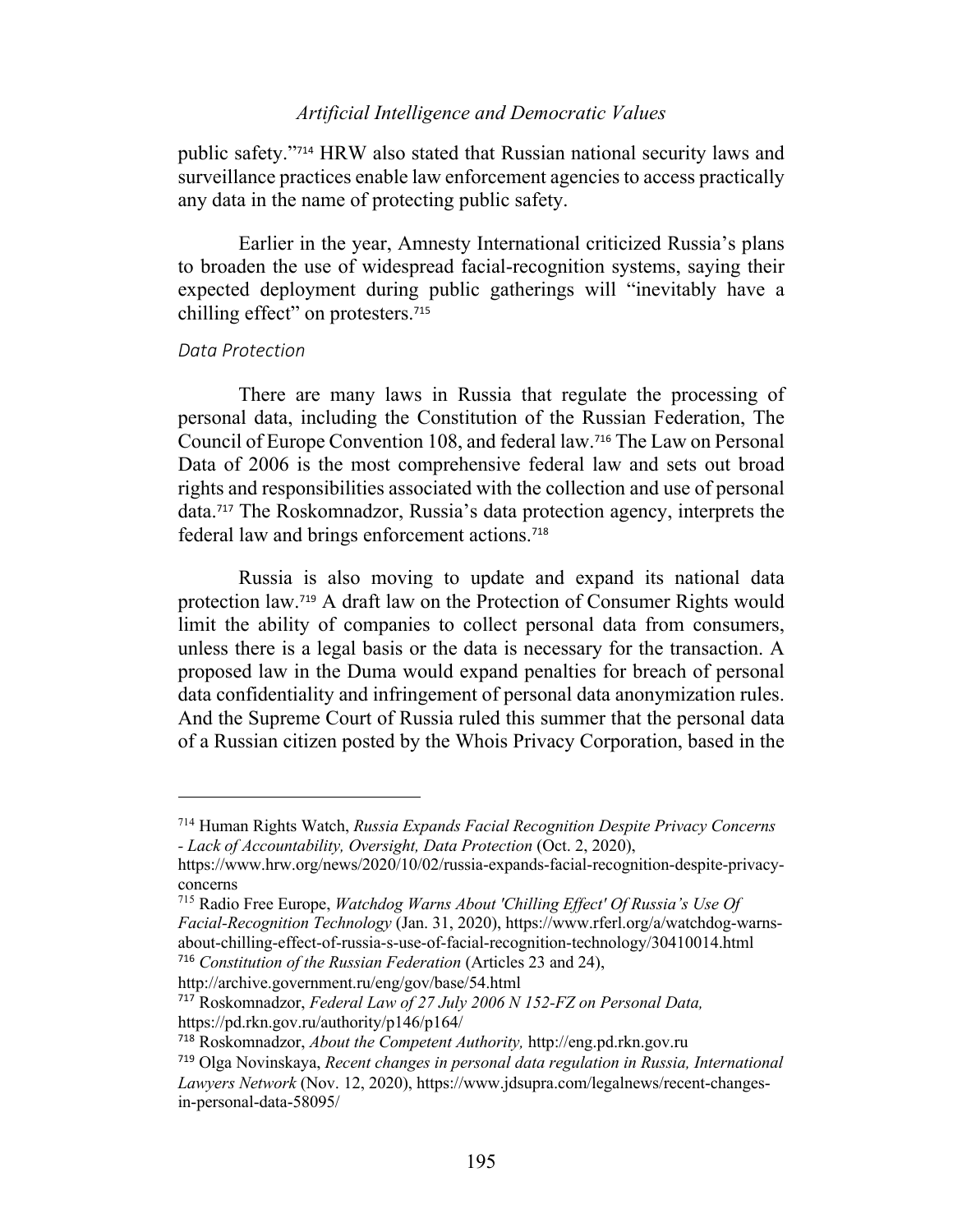public safety."[714] HRW also stated that Russian national security laws and surveillance practices enable law enforcement agencies to access practically any data in the name of protecting public safety.

Earlier in the year, Amnesty International criticized Russia's plans to broaden the use of widespread facial-recognition systems, saying their expected deployment during public gatherings will "inevitably have a chilling effect" on protesters.[715]

### *Data Protection*

There are many laws in Russia that regulate the processing of personal data, including the Constitution of the Russian Federation, The Council of Europe Convention 108, and federal law.[716] The Law on Personal Data of 2006 is the most comprehensive federal law and sets out broad rights and responsibilities associated with the collection and use of personal data.[717] The Roskomnadzor, Russia's data protection agency, interprets the federal law and brings enforcement actions.[718]

Russia is also moving to update and expand its national data protection law.[719] A draft law on the Protection of Consumer Rights would limit the ability of companies to collect personal data from consumers, unless there is a legal basis or the data is necessary for the transaction. A proposed law in the Duma would expand penalties for breach of personal data confidentiality and infringement of personal data anonymization rules. And the Supreme Court of Russia ruled this summer that the personal data of a Russian citizen posted by the Whois Privacy Corporation, based in the

---

[714] Human Rights Watch, *Russia Expands Facial Recognition Despite Privacy Concerns - Lack of Accountability, Oversight, Data Protection* (Oct. 2, 2020), https://www.hrw.org/news/2020/10/02/russia-expands-facial-recognition-despite-privacy-concerns

[715] Radio Free Europe, *Watchdog Warns About 'Chilling Effect' Of Russia's Use Of Facial-Recognition Technology* (Jan. 31, 2020), https://www.rferl.org/a/watchdog-warns-about-chilling-effect-of-russia-s-use-of-facial-recognition-technology/30410014.html

[716] *Constitution of the Russian Federation* (Articles 23 and 24), http://archive.government.ru/eng/gov/base/54.html

[717] Roskomnadzor, *Federal Law of 27 July 2006 N 152-FZ on Personal Data,* https://pd.rkn.gov.ru/authority/p146/p164/

[718] Roskomnadzor, *About the Competent Authority,* http://eng.pd.rkn.gov.ru

[719] Olga Novinskaya, *Recent changes in personal data regulation in Russia, International Lawyers Network* (Nov. 12, 2020), https://www.jdsupra.com/legalnews/recent-changes-in-personal-data-58095/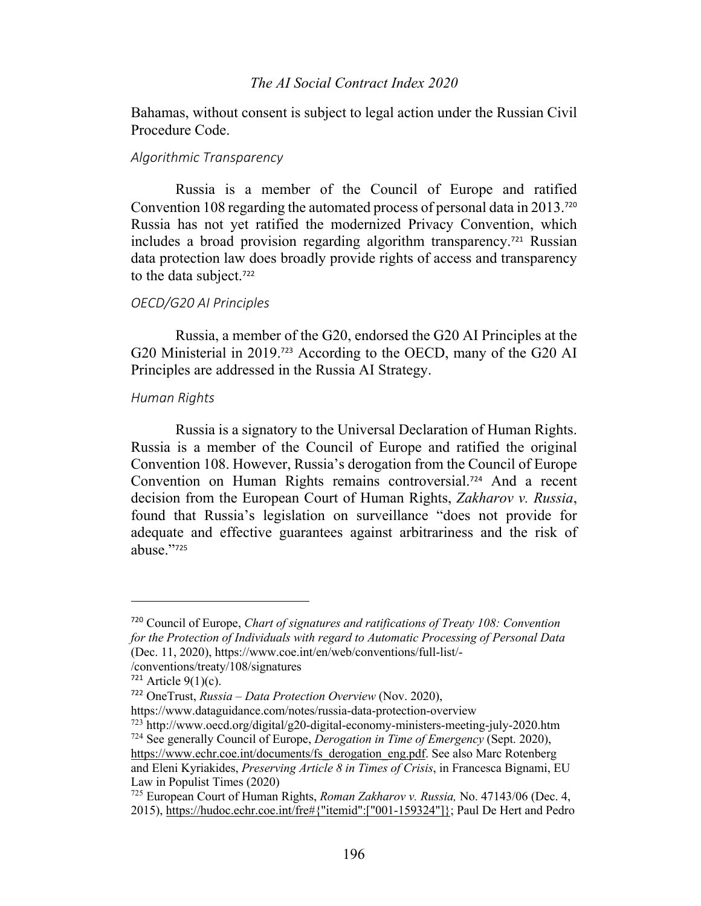Bahamas, without consent is subject to legal action under the Russian Civil Procedure Code.

### *Algorithmic Transparency*

Russia is a member of the Council of Europe and ratified Convention 108 regarding the automated process of personal data in 2013.[720] Russia has not yet ratified the modernized Privacy Convention, which includes a broad provision regarding algorithm transparency.[721] Russian data protection law does broadly provide rights of access and transparency to the data subject.[722]

### *OECD/G20 AI Principles*

Russia, a member of the G20, endorsed the G20 AI Principles at the G20 Ministerial in 2019.[723] According to the OECD, many of the G20 AI Principles are addressed in the Russia AI Strategy.

### *Human Rights*

Russia is a signatory to the Universal Declaration of Human Rights. Russia is a member of the Council of Europe and ratified the original Convention 108. However, Russia's derogation from the Council of Europe Convention on Human Rights remains controversial.[724] And a recent decision from the European Court of Human Rights, *Zakharov v. Russia*, found that Russia's legislation on surveillance "does not provide for adequate and effective guarantees against arbitrariness and the risk of abuse."[725]

---

[720] Council of Europe, *Chart of signatures and ratifications of Treaty 108: Convention for the Protection of Individuals with regard to Automatic Processing of Personal Data* (Dec. 11, 2020), https://www.coe.int/en/web/conventions/full-list/-/conventions/treaty/108/signatures

[721] Article 9(1)(c).

[722] OneTrust, *Russia – Data Protection Overview* (Nov. 2020), https://www.dataguidance.com/notes/russia-data-protection-overview

[723] http://www.oecd.org/digital/g20-digital-economy-ministers-meeting-july-2020.htm

[724] See generally Council of Europe, *Derogation in Time of Emergency* (Sept. 2020), https://www.echr.coe.int/documents/fs_derogation_eng.pdf. See also Marc Rotenberg and Eleni Kyriakides, *Preserving Article 8 in Times of Crisis*, in Francesca Bignami, EU Law in Populist Times (2020)

[725] European Court of Human Rights, *Roman Zakharov v. Russia,* No. 47143/06 (Dec. 4, 2015), https://hudoc.echr.coe.int/fre#{"itemid":["001-159324"]}; Paul De Hert and Pedro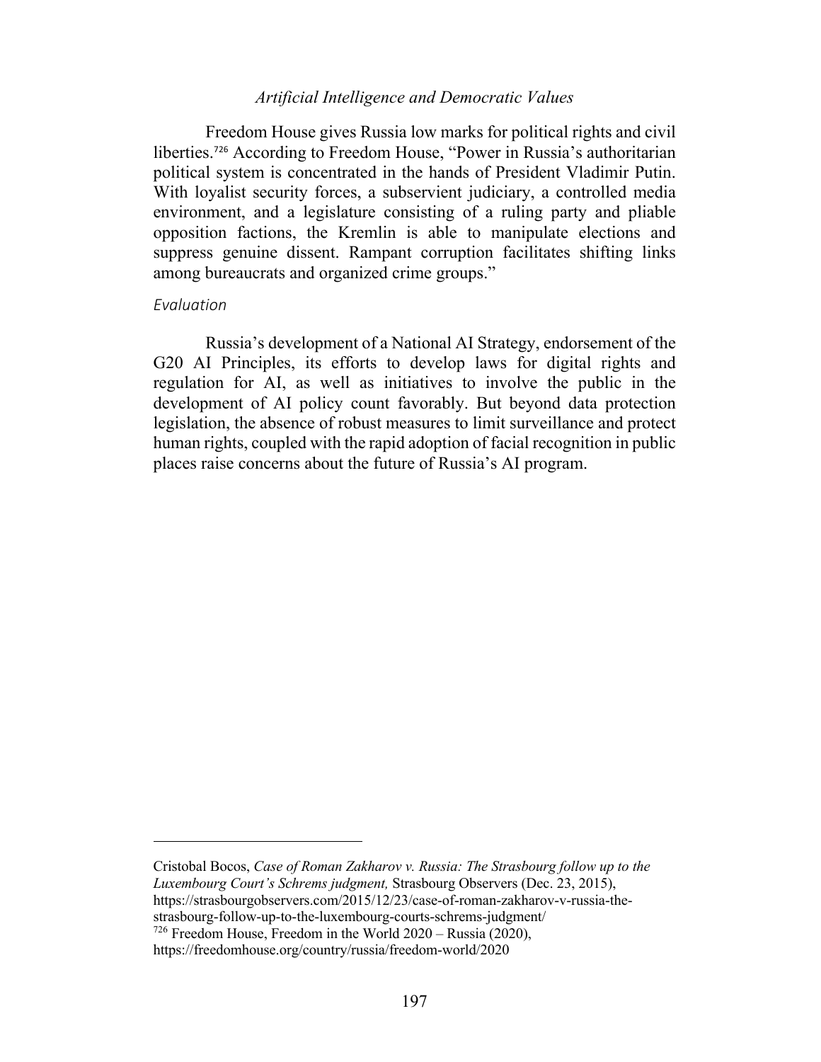Freedom House gives Russia low marks for political rights and civil liberties.[726] According to Freedom House, "Power in Russia's authoritarian political system is concentrated in the hands of President Vladimir Putin. With loyalist security forces, a subservient judiciary, a controlled media environment, and a legislature consisting of a ruling party and pliable opposition factions, the Kremlin is able to manipulate elections and suppress genuine dissent. Rampant corruption facilitates shifting links among bureaucrats and organized crime groups."

### *Evaluation*

Russia's development of a National AI Strategy, endorsement of the G20 AI Principles, its efforts to develop laws for digital rights and regulation for AI, as well as initiatives to involve the public in the development of AI policy count favorably. But beyond data protection legislation, the absence of robust measures to limit surveillance and protect human rights, coupled with the rapid adoption of facial recognition in public places raise concerns about the future of Russia's AI program.

---

Cristobal Bocos, *Case of Roman Zakharov v. Russia: The Strasbourg follow up to the Luxembourg Court's Schrems judgment,* Strasbourg Observers (Dec. 23, 2015), https://strasbourgobservers.com/2015/12/23/case-of-roman-zakharov-v-russia-the-strasbourg-follow-up-to-the-luxembourg-courts-schrems-judgment/

[726] Freedom House, Freedom in the World 2020 – Russia (2020), https://freedomhouse.org/country/russia/freedom-world/2020